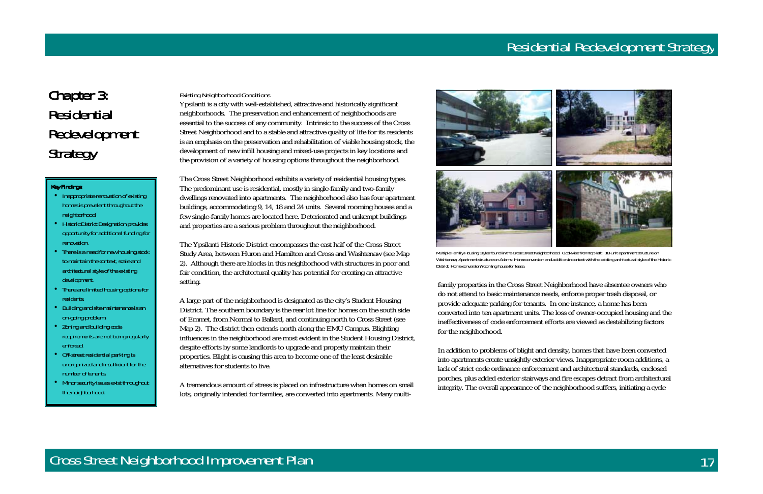# Chapter 3: Residential Redevelopment Strategy

**Key Findings:**

- Inappropriate renovation of existing homes is prevalent throughout the neighborhood.
- Historic District Designation provides opportunity for additional funding for renovation.
- There is a need for new housing stock to maintain the context, scale and architectural style of the existing development.
- There are limited housing options for residents.
- Building and site maintenance is an on-going problem.
- Zoning and building code requirements are not being regularly enforced.
- Off-street residential parking is unorganized and insufficient for the number of tenants.
- Minor security issues exist throughout the neighborhood.

*Existing Neighborhood Conditions*

Ypsilanti is a city with well-established, attractive and historically significant neighborhoods. The preservation and enhancement of neighborhoods are essential to the success of any community. Intrinsic to the success of the Cross Street Neighborhood and to a stable and attractive quality of life for its residents is an emphasis on the preservation and rehabilitation of viable housing stock, the development of new infill housing and mixed-use projects in key locations and the provision of a variety of housing options throughout the neighborhood.

The Cross Street Neighborhood exhibits a variety of residential housing types. The predominant use is residential, mostly in single-family and two-family dwellings renovated into apartments. The neighborhood also has four apartment buildings, accommodating 9, 14, 18 and 24 units. Several rooming houses and a few single-family homes are located here. Deteriorated and unkempt buildings and properties are a serious problem throughout the neighborhood.

The Ypsilanti Historic District encompasses the east half of the Cross Street Study Area, between Huron and Hamilton and Cross and Washtenaw (see Map 2). Although there are blocks in this neighborhood with structures in poor and fair condition, the architectural quality has potential for creating an attractive setting.

A large part of the neighborhood is designated as the city's Student Housing District. The southern boundary is the rear lot line for homes on the south side of Emmet, from Normal to Ballard, and continuing north to Cross Street (see Map 2). The district then extends north along the EMU Campus. Blighting influences in the neighborhood are most evident in the Student Housing District, despite efforts by some landlords to upgrade and properly maintain their properties. Blight is causing this area to become one of the least desirable alternatives for students to live.

A tremendous amount of stress is placed on infrastructure when homes on small lots, originally intended for families, are converted into apartments. Many multi-family properties in the Cross Street Neighborhood have absentee owners who do not attend to basic maintenance needs, enforce proper trash disposal, or provide adequate parking for tenants. In one instance, a home has been converted into ten apartment units. The loss of owner-occupied housing and the ineffectiveness of code enforcement efforts are viewed as destabilizing factors for the neighborhood.

Multiple Family Housing Styles found in the Cross Street Neighborhood. Clockwise from top left: 18-unit apartment structure on Washtenaw; Apartment structure on Adams; Home conversion and addition in context with the existing architectural style of the Historic District; Home conversion/rooming house for lease.

In addition to problems of blight and density, homes that have been converted into apartments create unsightly exterior views. Inappropriate room additions, a lack of strict code ordinance enforcement and architectural standards, enclosed porches, plus added exterior stairways and fire escapes detract from architectural integrity. The overall appearance of the neighborhood suffers, initiating a cycle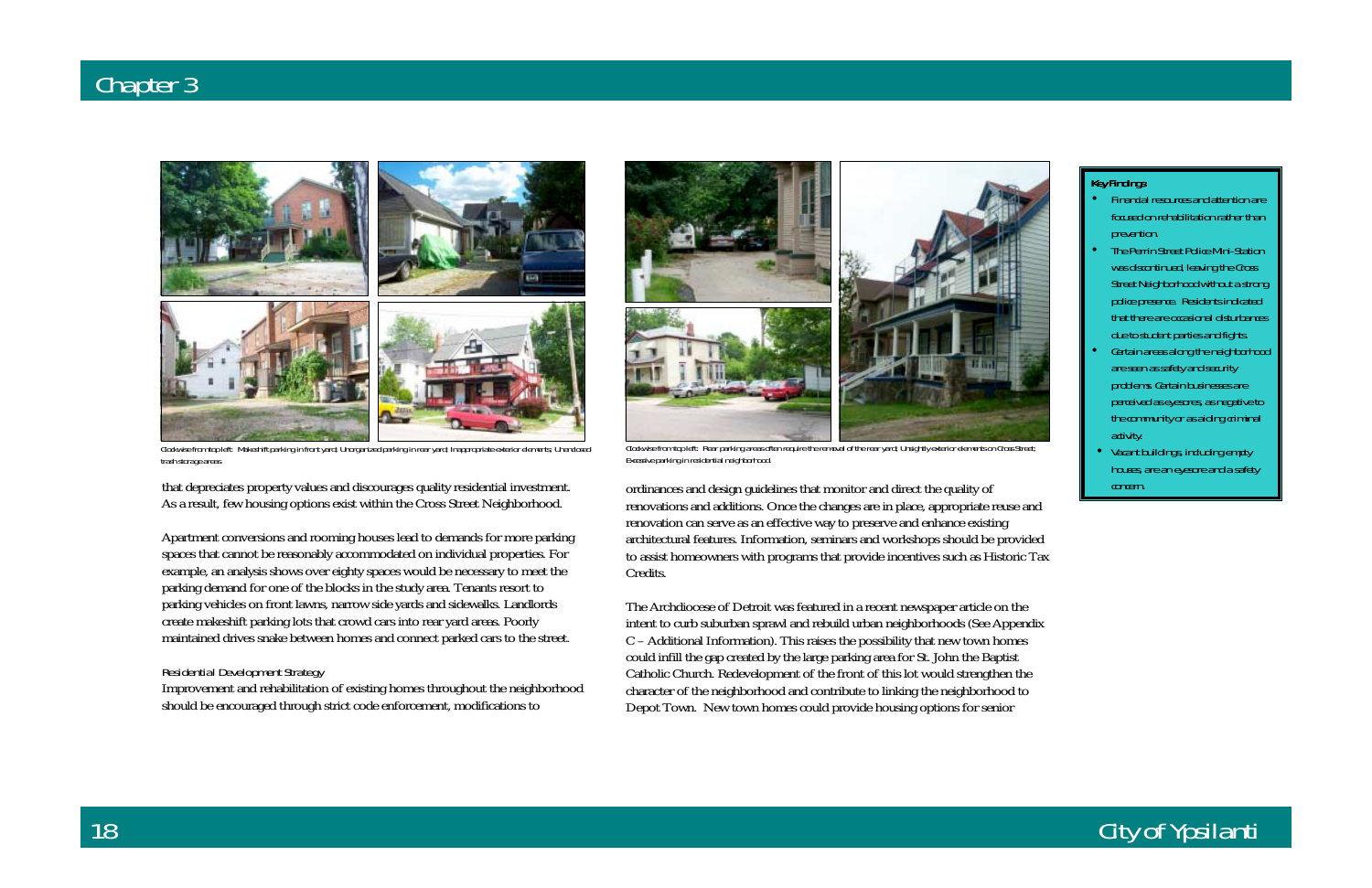Clockwise from top left: Makeshift parking in front yard; Unorganized parking in rear yard; Inappropriate exterior elements; Unenclosed trash storage areas

that depreciates property values and discourages quality residential investment. As a result, few housing options exist within the Cross Street Neighborhood.

Apartment conversions and rooming houses lead to demands for more parking spaces that cannot be reasonably accommodated on individual properties. For example, an analysis shows over eighty spaces would be necessary to meet the parking demand for one of the blocks in the study area. Tenants resort to parking vehicles on front lawns, narrow side yards and sidewalks. Landlords create makeshift parking lots that crowd cars into rear yard areas. Poorly maintained drives snake between homes and connect parked cars to the street.

*Residential Development Strategy*

Improvement and rehabilitation of existing homes throughout the neighborhood should be encouraged through strict code enforcement, modifications to ordinances and design guidelines that monitor and direct the quality of renovations and additions. Once the changes are in place, appropriate reuse and renovation can serve as an effective way to preserve and enhance existing architectural features. Information, seminars and workshops should be provided to assist homeowners with programs that provide incentives such as Historic Tax Credits.

Clockwise from top left: Rear parking areas often require the removal of the rear yard; Unsightly exterior elements on Cross Street; Excessive parking in residential neighborhood

The Archdiocese of Detroit was featured in a recent newspaper article on the intent to curb suburban sprawl and rebuild urban neighborhoods (See Appendix C – Additional Information). This raises the possibility that new town homes could infill the gap created by the large parking area for St. John the Baptist Catholic Church. Redevelopment of the front of this lot would strengthen the character of the neighborhood and contribute to linking the neighborhood to Depot Town. New town homes could provide housing options for senior

**Key Findings:**

- Financial resources and attention are focused on rehabilitation rather than prevention.
- The Perrin Street Police Mini-Station was discontinued, leaving the Cross Street Neighborhood without a strong police presence. Residents indicated that there are occasional disturbances due to student parties and fights.
- Certain areas along the neighborhood are seen as safety and security problems. Certain businesses are perceived as eyesores, as negative to the community or as aiding criminal activity.
- Vacant buildings, including empty houses, are an eyesore and a safety concern.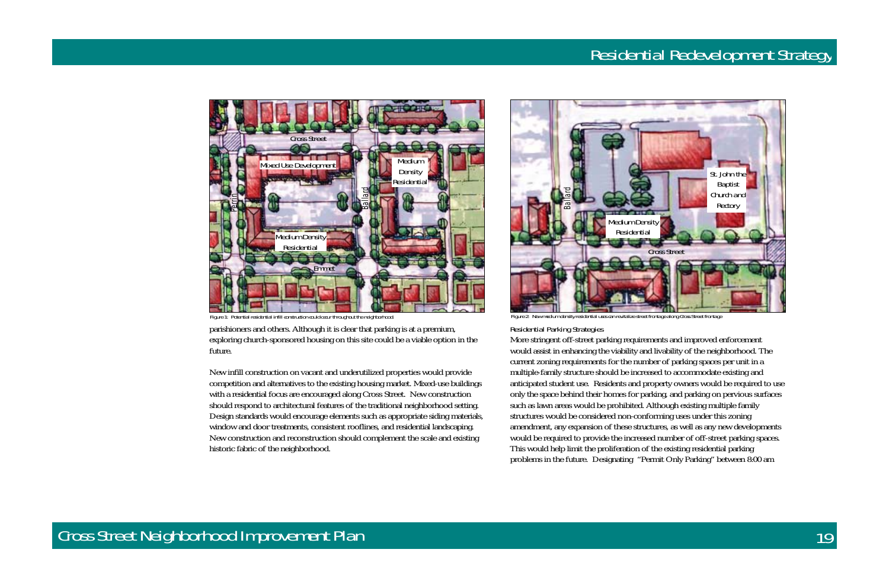# Residential Redevelopment Strategy

Figure 1: Potential residential infill construction could occur throughout the neighborhood

parishioners and others. Although it is clear that parking is at a premium, exploring church-sponsored housing on this site could be a viable option in the future.

New infill construction on vacant and underutilized properties would provide competition and alternatives to the existing housing market. Mixed-use buildings with a residential focus are encouraged along Cross Street. New construction should respond to architectural features of the traditional neighborhood setting. Design standards would encourage elements such as appropriate siding materials, window and door treatments, consistent rooflines, and residential landscaping. New construction and reconstruction should complement the scale and existing historic fabric of the neighborhood.

Figure 2: New medium density residential uses can revitalize street frontage along Cross Street frontage

Residential Parking Strategies

More stringent off-street parking requirements and improved enforcement would assist in enhancing the viability and livability of the neighborhood. The current zoning requirements for the number of parking spaces per unit in a multiple-family structure should be increased to accommodate existing and anticipated student use. Residents and property owners would be required to use only the space behind their homes for parking, and parking on pervious surfaces such as lawn areas would be prohibited. Although existing multiple family structures would be considered non-conforming uses under this zoning amendment, any expansion of these structures, as well as any new developments would be required to provide the increased number of off-street parking spaces. This would help limit the proliferation of the existing residential parking problems in the future. Designating "Permit Only Parking" between 8:00 am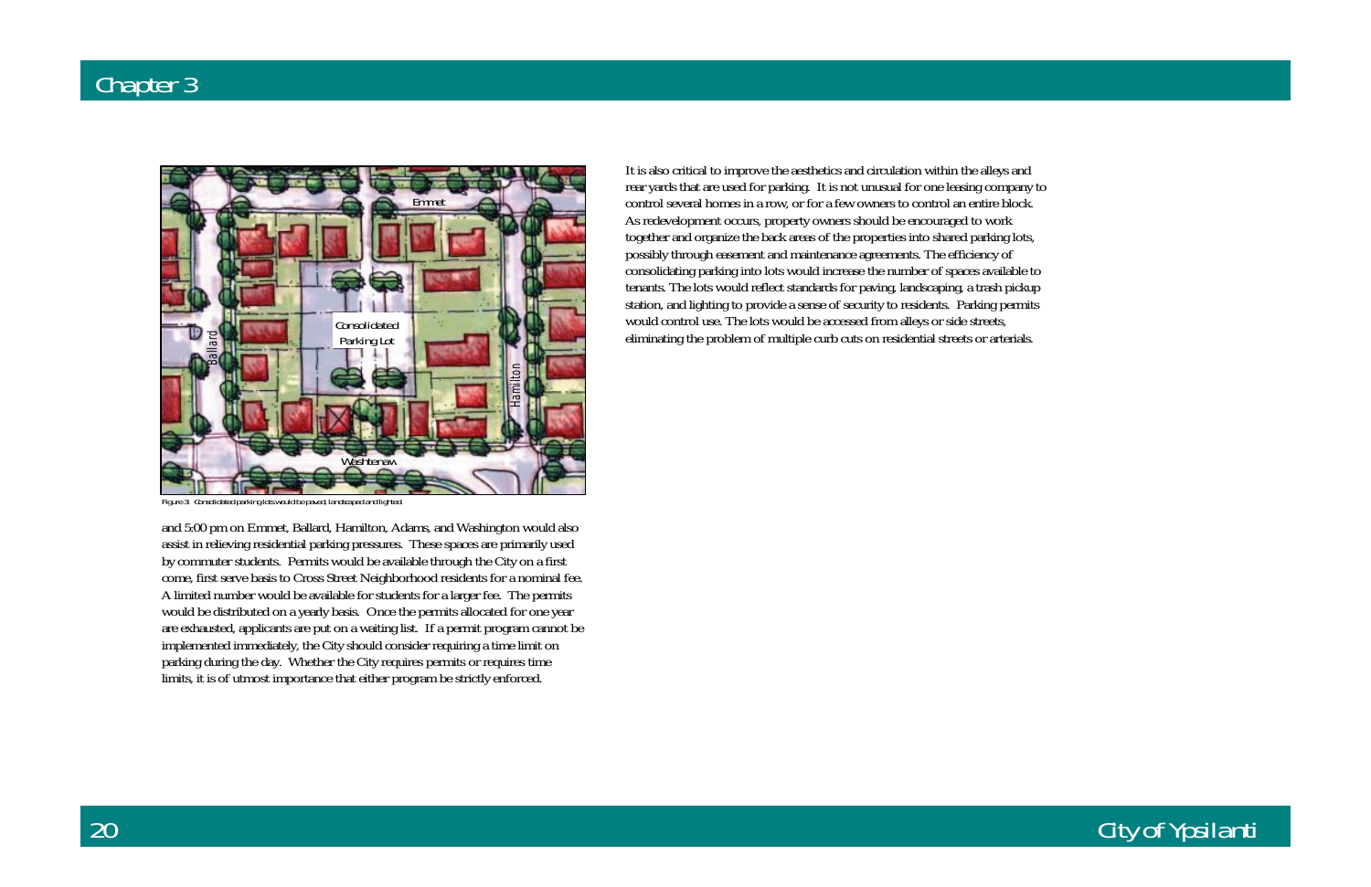Figure 3: Consolidated parking lots would be paved, landscaped and lighted

and 5:00 pm on Emmet, Ballard, Hamilton, Adams, and Washington would also assist in relieving residential parking pressures. These spaces are primarily used by commuter students. Permits would be available through the City on a first come, first serve basis to Cross Street Neighborhood residents for a nominal fee. A limited number would be available for students for a larger fee. The permits would be distributed on a yearly basis. Once the permits allocated for one year are exhausted, applicants are put on a waiting list. If a permit program cannot be implemented immediately, the City should consider requiring a time limit on parking during the day. Whether the City requires permits or requires time limits, it is of utmost importance that either program be strictly enforced.

It is also critical to improve the aesthetics and circulation within the alleys and rear yards that are used for parking. It is not unusual for one leasing company to control several homes in a row, or for a few owners to control an entire block. As redevelopment occurs, property owners should be encouraged to work together and organize the back areas of the properties into shared parking lots, possibly through easement and maintenance agreements. The efficiency of consolidating parking into lots would increase the number of spaces available to tenants. The lots would reflect standards for paving, landscaping, a trash pickup station, and lighting to provide a sense of security to residents. Parking permits would control use. The lots would be accessed from alleys or side streets, eliminating the problem of multiple curb cuts on residential streets or arterials.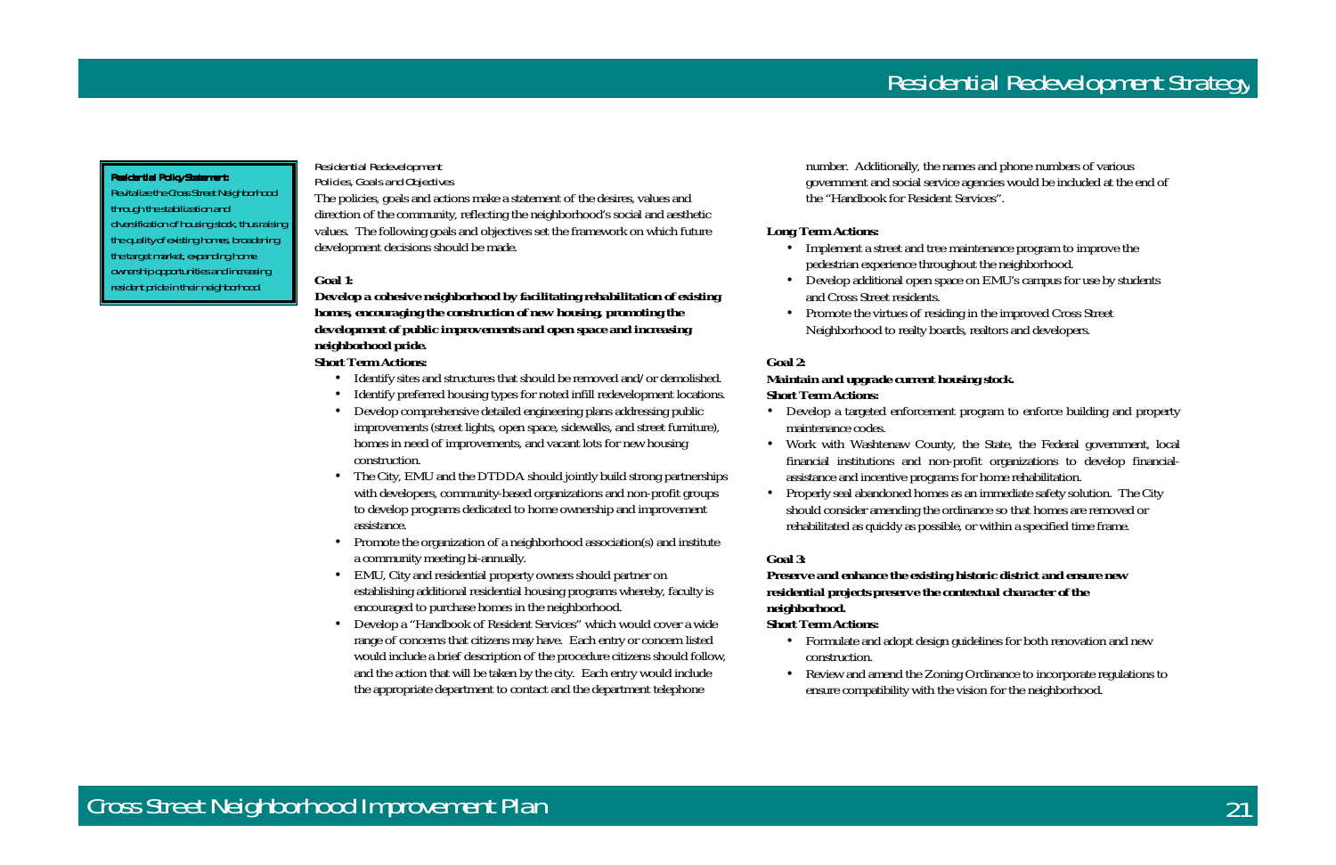**Residential Policy Statement:**
Revitalize the Cross Street Neighborhood through the stabilization and diversification of housing stock, thus raising the quality of existing homes, broadening the target market, expanding home ownership opportunities and increasing resident pride in their neighborhood.

*Residential Redevelopment*

*Policies, Goals and Objectives*

The policies, goals and actions make a statement of the desires, values and direction of the community, reflecting the neighborhood's social and aesthetic values. The following goals and objectives set the framework on which future development decisions should be made.

**Goal 1:**

**Develop a cohesive neighborhood by facilitating rehabilitation of existing homes, encouraging the construction of new housing, promoting the development of public improvements and open space and increasing neighborhood pride.**

**Short Term Actions:**

- Identify sites and structures that should be removed and/or demolished.
- Identify preferred housing types for noted infill redevelopment locations.
- Develop comprehensive detailed engineering plans addressing public improvements (street lights, open space, sidewalks, and street furniture), homes in need of improvements, and vacant lots for new housing construction.
- The City, EMU and the DTDDA should jointly build strong partnerships with developers, community-based organizations and non-profit groups to develop programs dedicated to home ownership and improvement assistance.
- Promote the organization of a neighborhood association(s) and institute a community meeting bi-annually.
- EMU, City and residential property owners should partner on establishing additional residential housing programs whereby, faculty is encouraged to purchase homes in the neighborhood.
- Develop a "Handbook of Resident Services" which would cover a wide range of concerns that citizens may have. Each entry or concern listed would include a brief description of the procedure citizens should follow, and the action that will be taken by the city. Each entry would include the appropriate department to contact and the department telephone number. Additionally, the names and phone numbers of various government and social service agencies would be included at the end of the "Handbook for Resident Services".

**Long Term Actions:**

- Implement a street and tree maintenance program to improve the pedestrian experience throughout the neighborhood.
- Develop additional open space on EMU's campus for use by students and Cross Street residents.
- Promote the virtues of residing in the improved Cross Street Neighborhood to realty boards, realtors and developers.

**Goal 2:**

**Maintain and upgrade current housing stock.**

**Short Term Actions:**

- Develop a targeted enforcement program to enforce building and property maintenance codes.
- Work with Washtenaw County, the State, the Federal government, local financial institutions and non-profit organizations to develop financial-assistance and incentive programs for home rehabilitation.
- Properly seal abandoned homes as an immediate safety solution. The City should consider amending the ordinance so that homes are removed or rehabilitated as quickly as possible, or within a specified time frame.

**Goal 3:**

**Preserve and enhance the existing historic district and ensure new residential projects preserve the contextual character of the neighborhood.**

**Short Term Actions:**

- Formulate and adopt design guidelines for both renovation and new construction.
- Review and amend the Zoning Ordinance to incorporate regulations to ensure compatibility with the vision for the neighborhood.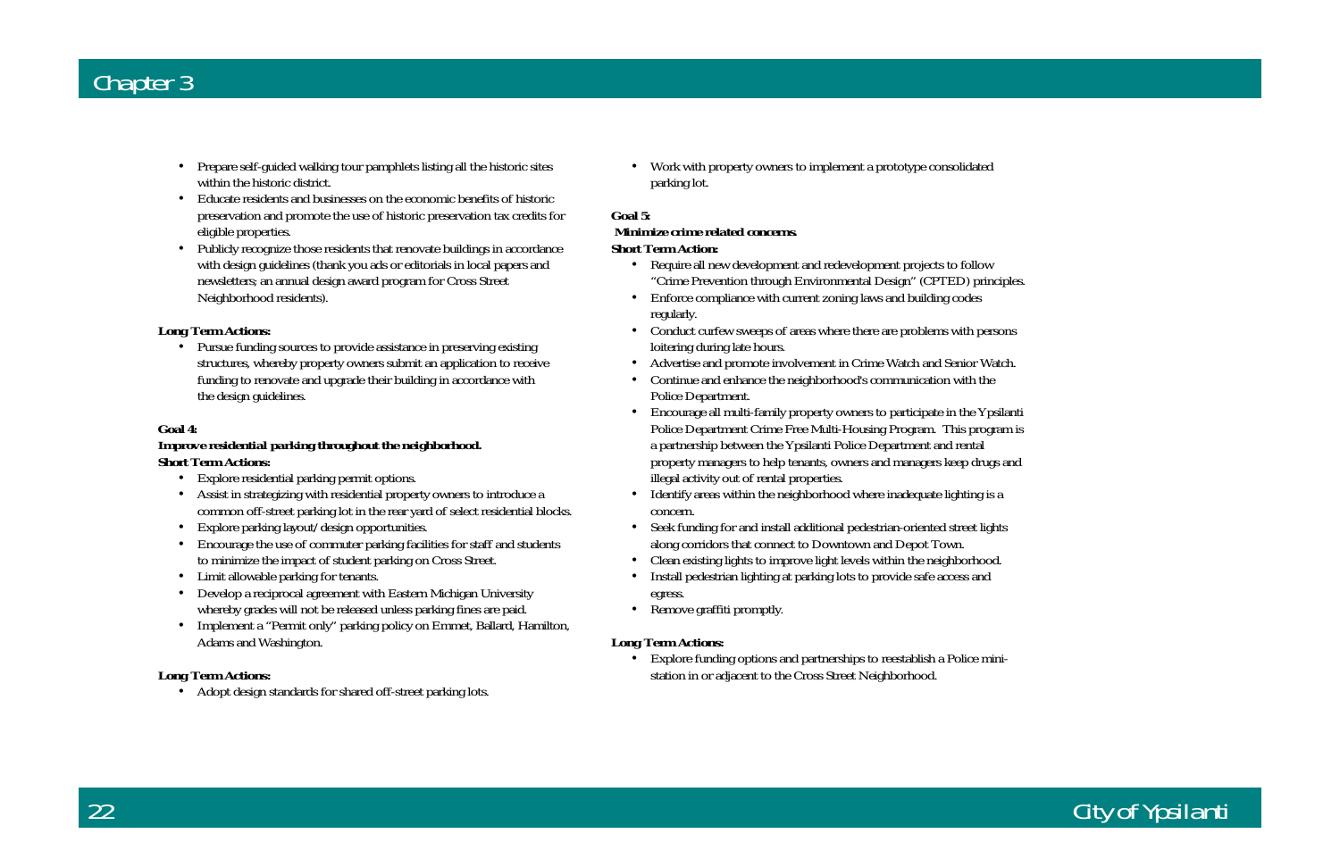- Prepare self-guided walking tour pamphlets listing all the historic sites within the historic district.
- Educate residents and businesses on the economic benefits of historic preservation and promote the use of historic preservation tax credits for eligible properties.
- Publicly recognize those residents that renovate buildings in accordance with design guidelines (thank you ads or editorials in local papers and newsletters; an annual design award program for Cross Street Neighborhood residents).

**Long Term Actions:**

- Pursue funding sources to provide assistance in preserving existing structures, whereby property owners submit an application to receive funding to renovate and upgrade their building in accordance with the design guidelines.

**Goal 4:**

**Improve residential parking throughout the neighborhood.**

**Short Term Actions:**

- Explore residential parking permit options.
- Assist in strategizing with residential property owners to introduce a common off-street parking lot in the rear yard of select residential blocks.
- Explore parking layout/design opportunities.
- Encourage the use of commuter parking facilities for staff and students to minimize the impact of student parking on Cross Street.
- Limit allowable parking for tenants.
- Develop a reciprocal agreement with Eastern Michigan University whereby grades will not be released unless parking fines are paid.
- Implement a "Permit only" parking policy on Emmet, Ballard, Hamilton, Adams and Washington.

**Long Term Actions:**

- Adopt design standards for shared off-street parking lots.
- Work with property owners to implement a prototype consolidated parking lot.

**Goal 5:**

**Minimize crime related concerns.**

**Short Term Action:**

- Require all new development and redevelopment projects to follow "Crime Prevention through Environmental Design" (CPTED) principles.
- Enforce compliance with current zoning laws and building codes regularly.
- Conduct curfew sweeps of areas where there are problems with persons loitering during late hours.
- Advertise and promote involvement in Crime Watch and Senior Watch.
- Continue and enhance the neighborhood's communication with the Police Department.
- Encourage all multi-family property owners to participate in the Ypsilanti Police Department Crime Free Multi-Housing Program. This program is a partnership between the Ypsilanti Police Department and rental property managers to help tenants, owners and managers keep drugs and illegal activity out of rental properties.
- Identify areas within the neighborhood where inadequate lighting is a concern.
- Seek funding for and install additional pedestrian-oriented street lights along corridors that connect to Downtown and Depot Town.
- Clean existing lights to improve light levels within the neighborhood.
- Install pedestrian lighting at parking lots to provide safe access and egress.
- Remove graffiti promptly.

**Long Term Actions:**

- Explore funding options and partnerships to reestablish a Police mini-station in or adjacent to the Cross Street Neighborhood.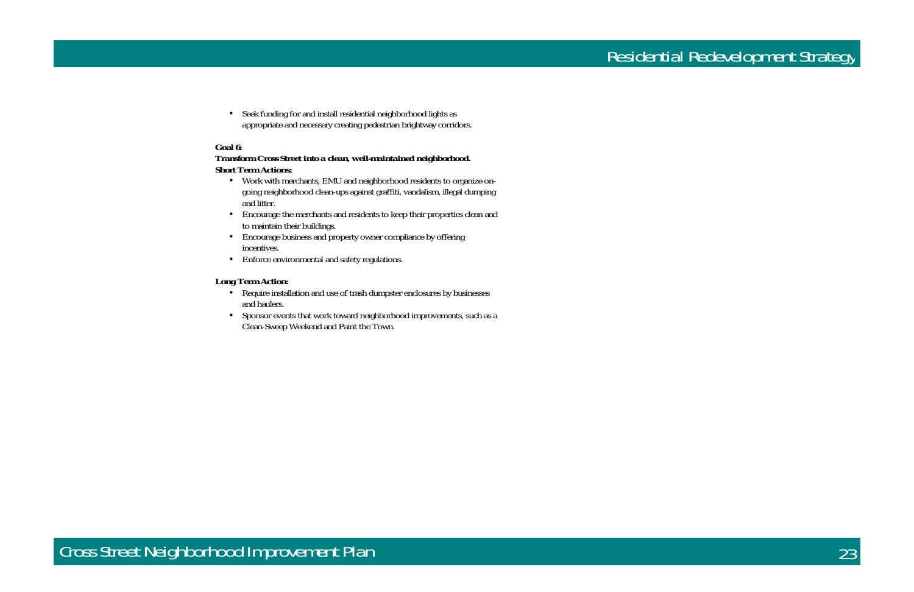- Seek funding for and install residential neighborhood lights as appropriate and necessary creating pedestrian brightway corridors.

**Goal 6:**

**Transform Cross Street into a clean, well-maintained neighborhood.**

**Short Term Actions:**

- Work with merchants, EMU and neighborhood residents to organize on-going neighborhood clean-ups against graffiti, vandalism, illegal dumping and litter.
- Encourage the merchants and residents to keep their properties clean and to maintain their buildings.
- Encourage business and property owner compliance by offering incentives.
- Enforce environmental and safety regulations.

**Long Term Action:**

- Require installation and use of trash dumpster enclosures by businesses and haulers.
- Sponsor events that work toward neighborhood improvements, such as a Clean-Sweep Weekend and Paint the Town.